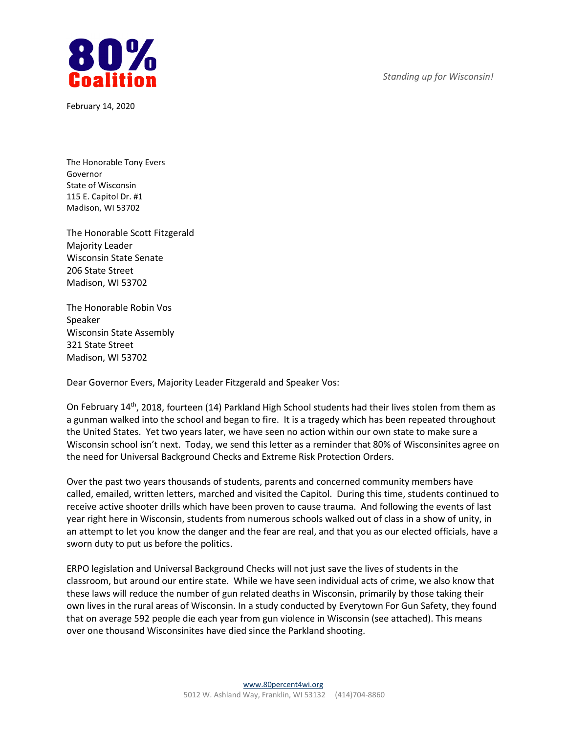**80%**
**Coalition**

*Standing up for Wisconsin!*

February 14, 2020

The Honorable Tony Evers
Governor
State of Wisconsin
115 E. Capitol Dr. #1
Madison, WI 53702

The Honorable Scott Fitzgerald
Majority Leader
Wisconsin State Senate
206 State Street
Madison, WI 53702

The Honorable Robin Vos
Speaker
Wisconsin State Assembly
321 State Street
Madison, WI 53702

Dear Governor Evers, Majority Leader Fitzgerald and Speaker Vos:

On February 14th, 2018, fourteen (14) Parkland High School students had their lives stolen from them as a gunman walked into the school and began to fire. It is a tragedy which has been repeated throughout the United States. Yet two years later, we have seen no action within our own state to make sure a Wisconsin school isn't next. Today, we send this letter as a reminder that 80% of Wisconsinites agree on the need for Universal Background Checks and Extreme Risk Protection Orders.

Over the past two years thousands of students, parents and concerned community members have called, emailed, written letters, marched and visited the Capitol. During this time, students continued to receive active shooter drills which have been proven to cause trauma. And following the events of last year right here in Wisconsin, students from numerous schools walked out of class in a show of unity, in an attempt to let you know the danger and the fear are real, and that you as our elected officials, have a sworn duty to put us before the politics.

ERPO legislation and Universal Background Checks will not just save the lives of students in the classroom, but around our entire state. While we have seen individual acts of crime, we also know that these laws will reduce the number of gun related deaths in Wisconsin, primarily by those taking their own lives in the rural areas of Wisconsin. In a study conducted by Everytown For Gun Safety, they found that on average 592 people die each year from gun violence in Wisconsin (see attached). This means over one thousand Wisconsinites have died since the Parkland shooting.

www.80percent4wi.org
5012 W. Ashland Way, Franklin, WI 53132 (414)704-8860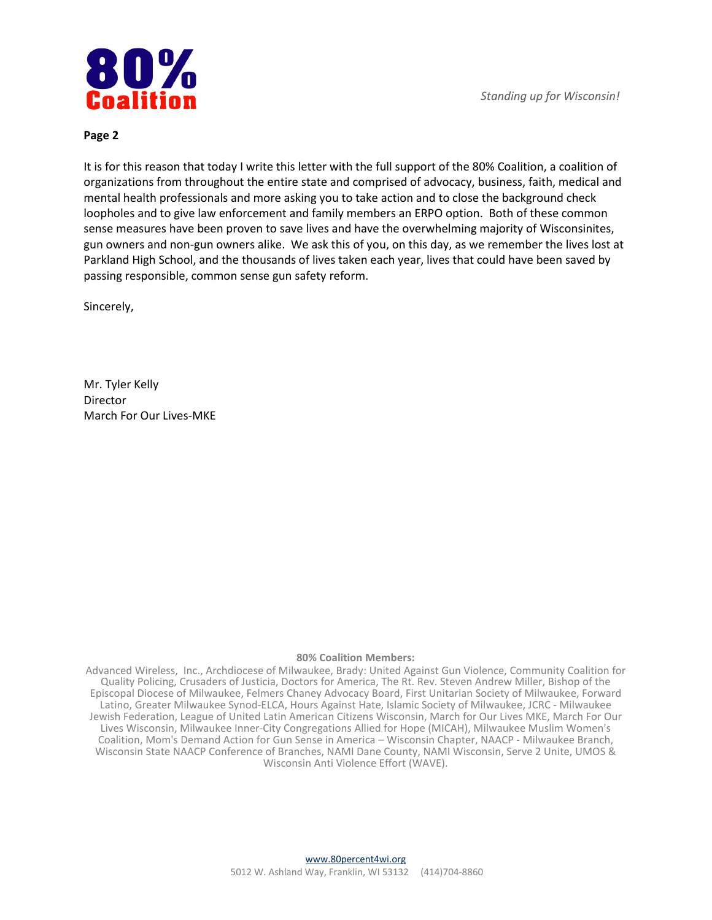**80% Coalition**

*Standing up for Wisconsin!*

**Page 2**

It is for this reason that today I write this letter with the full support of the 80% Coalition, a coalition of organizations from throughout the entire state and comprised of advocacy, business, faith, medical and mental health professionals and more asking you to take action and to close the background check loopholes and to give law enforcement and family members an ERPO option. Both of these common sense measures have been proven to save lives and have the overwhelming majority of Wisconsinites, gun owners and non-gun owners alike. We ask this of you, on this day, as we remember the lives lost at Parkland High School, and the thousands of lives taken each year, lives that could have been saved by passing responsible, common sense gun safety reform.

Sincerely,

Mr. Tyler Kelly
Director
March For Our Lives-MKE

**80% Coalition Members:**

Advanced Wireless, Inc., Archdiocese of Milwaukee, Brady: United Against Gun Violence, Community Coalition for Quality Policing, Crusaders of Justicia, Doctors for America, The Rt. Rev. Steven Andrew Miller, Bishop of the Episcopal Diocese of Milwaukee, Felmers Chaney Advocacy Board, First Unitarian Society of Milwaukee, Forward Latino, Greater Milwaukee Synod-ELCA, Hours Against Hate, Islamic Society of Milwaukee, JCRC - Milwaukee Jewish Federation, League of United Latin American Citizens Wisconsin, March for Our Lives MKE, March For Our Lives Wisconsin, Milwaukee Inner-City Congregations Allied for Hope (MICAH), Milwaukee Muslim Women's Coalition, Mom's Demand Action for Gun Sense in America – Wisconsin Chapter, NAACP - Milwaukee Branch, Wisconsin State NAACP Conference of Branches, NAMI Dane County, NAMI Wisconsin, Serve 2 Unite, UMOS & Wisconsin Anti Violence Effort (WAVE).

www.80percent4wi.org
5012 W. Ashland Way, Franklin, WI 53132 (414)704-8860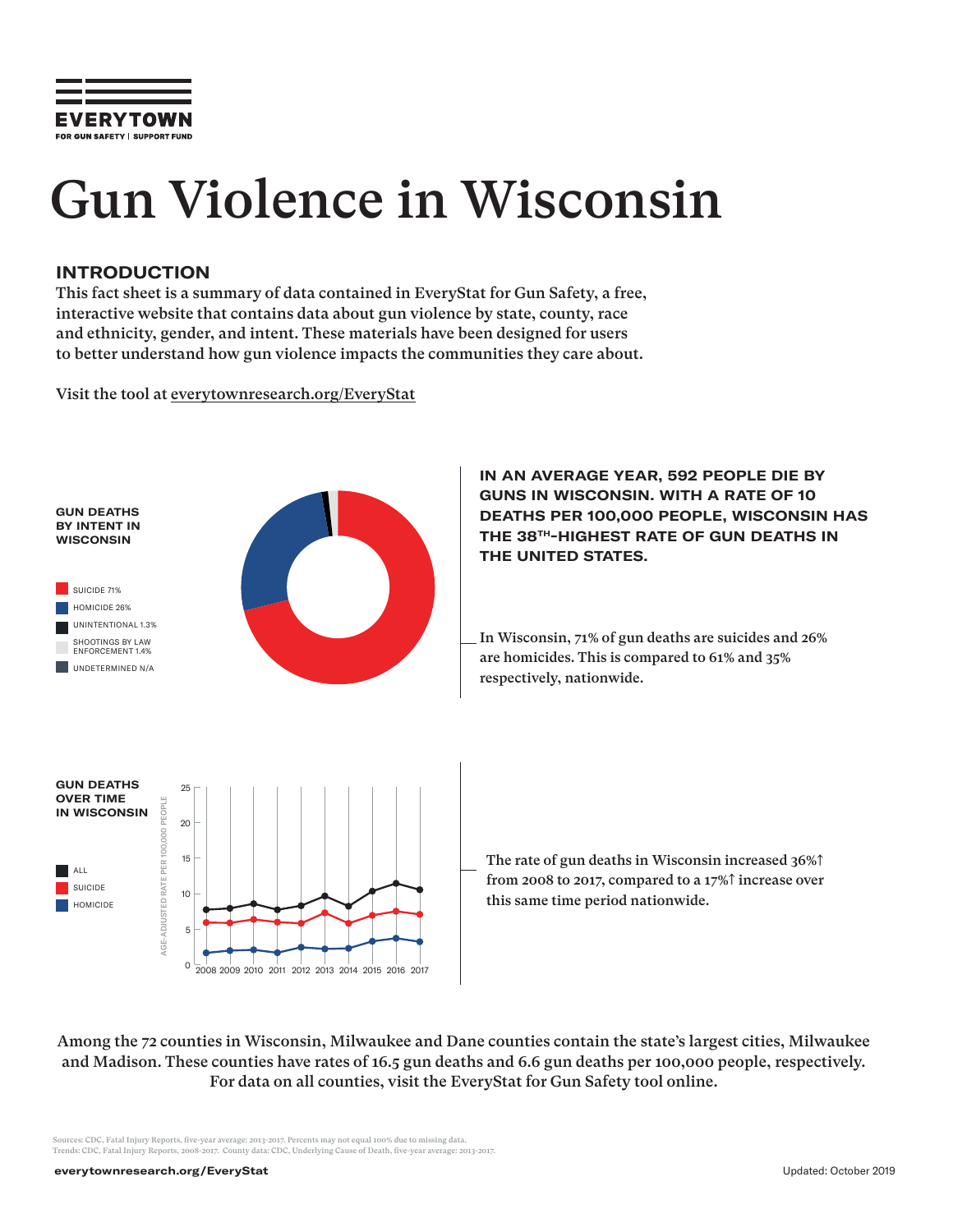EVERYTOWN

FOR GUN SAFETY | SUPPORT FUND

# Gun Violence in Wisconsin

## INTRODUCTION

This fact sheet is a summary of data contained in EveryStat for Gun Safety, a free, interactive website that contains data about gun violence by state, county, race and ethnicity, gender, and intent. These materials have been designed for users to better understand how gun violence impacts the communities they care about.

Visit the tool at everytownresearch.org/EveryStat

**GUN DEATHS BY INTENT IN WISCONSIN**

- SUICIDE 71%
- HOMICIDE 26%
- UNINTENTIONAL 1.3%
- SHOOTINGS BY LAW ENFORCEMENT 1.4%
- UNDETERMINED N/A

**IN AN AVERAGE YEAR, 592 PEOPLE DIE BY GUNS IN WISCONSIN. WITH A RATE OF 10 DEATHS PER 100,000 PEOPLE, WISCONSIN HAS THE 38TH-HIGHEST RATE OF GUN DEATHS IN THE UNITED STATES.**

In Wisconsin, 71% of gun deaths are suicides and 26% are homicides. This is compared to 61% and 35% respectively, nationwide.

**GUN DEATHS OVER TIME IN WISCONSIN**

- ALL
- SUICIDE
- HOMICIDE

The rate of gun deaths in Wisconsin increased 36%↑ from 2008 to 2017, compared to a 17%↑ increase over this same time period nationwide.

Among the 72 counties in Wisconsin, Milwaukee and Dane counties contain the state's largest cities, Milwaukee and Madison. These counties have rates of 16.5 gun deaths and 6.6 gun deaths per 100,000 people, respectively. For data on all counties, visit the EveryStat for Gun Safety tool online.

Sources: CDC, Fatal Injury Reports, five-year average: 2013-2017. Percents may not equal 100% due to missing data.
Trends: CDC, Fatal Injury Reports, 2008-2017. County data: CDC, Underlying Cause of Death, five-year average: 2013-2017.

everytownresearch.org/EveryStat

Updated: October 2019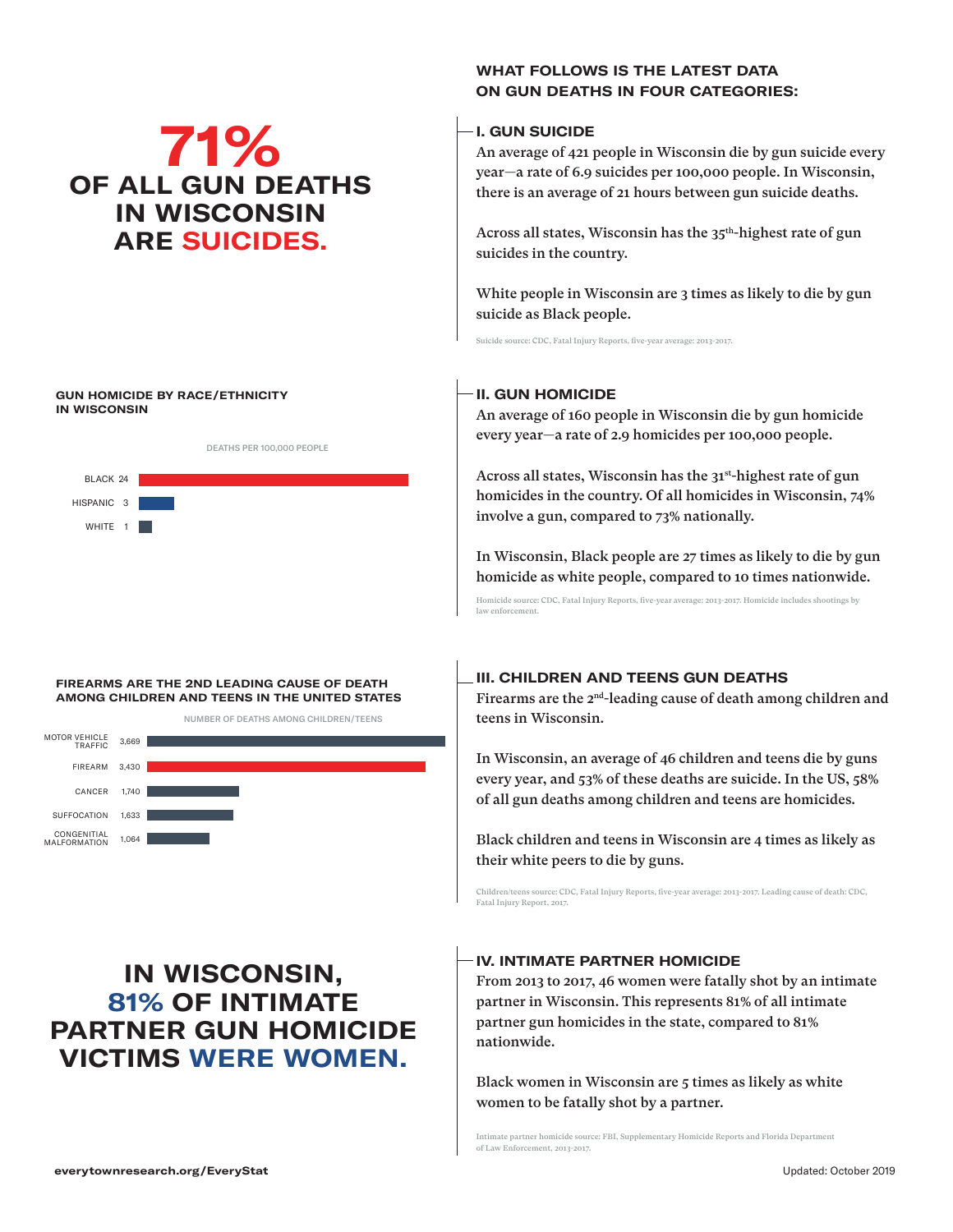# 71% OF ALL GUN DEATHS IN WISCONSIN ARE SUICIDES.

**WHAT FOLLOWS IS THE LATEST DATA ON GUN DEATHS IN FOUR CATEGORIES:**

## I. GUN SUICIDE

An average of 421 people in Wisconsin die by gun suicide every year—a rate of 6.9 suicides per 100,000 people. In Wisconsin, there is an average of 21 hours between gun suicide deaths.

Across all states, Wisconsin has the 35th-highest rate of gun suicides in the country.

White people in Wisconsin are 3 times as likely to die by gun suicide as Black people.

Suicide source: CDC, Fatal Injury Reports, five-year average: 2013-2017.

**GUN HOMICIDE BY RACE/ETHNICITY IN WISCONSIN**

DEATHS PER 100,000 PEOPLE

BLACK 24
HISPANIC 3
WHITE 1

## II. GUN HOMICIDE

An average of 160 people in Wisconsin die by gun homicide every year—a rate of 2.9 homicides per 100,000 people.

Across all states, Wisconsin has the 31st-highest rate of gun homicides in the country. Of all homicides in Wisconsin, 74% involve a gun, compared to 73% nationally.

In Wisconsin, Black people are 27 times as likely to die by gun homicide as white people, compared to 10 times nationwide.

Homicide source: CDC, Fatal Injury Reports, five-year average: 2013-2017. Homicide includes shootings by law enforcement.

**FIREARMS ARE THE 2ND LEADING CAUSE OF DEATH AMONG CHILDREN AND TEENS IN THE UNITED STATES**

NUMBER OF DEATHS AMONG CHILDREN/TEENS

MOTOR VEHICLE TRAFFIC 3,669
FIREARM 3,430
CANCER 1,740
SUFFOCATION 1,633
CONGENITIAL MALFORMATION 1,064

## III. CHILDREN AND TEENS GUN DEATHS

Firearms are the 2nd-leading cause of death among children and teens in Wisconsin.

In Wisconsin, an average of 46 children and teens die by guns every year, and 53% of these deaths are suicide. In the US, 58% of all gun deaths among children and teens are homicides.

Black children and teens in Wisconsin are 4 times as likely as their white peers to die by guns.

Children/teens source: CDC, Fatal Injury Reports, five-year average: 2013-2017. Leading cause of death: CDC, Fatal Injury Report, 2017.

# IN WISCONSIN, 81% OF INTIMATE PARTNER GUN HOMICIDE VICTIMS WERE WOMEN.

## IV. INTIMATE PARTNER HOMICIDE

From 2013 to 2017, 46 women were fatally shot by an intimate partner in Wisconsin. This represents 81% of all intimate partner gun homicides in the state, compared to 81% nationwide.

Black women in Wisconsin are 5 times as likely as white women to be fatally shot by a partner.

Intimate partner homicide source: FBI, Supplementary Homicide Reports and Florida Department of Law Enforcement, 2013-2017.

everytownresearch.org/EveryStat

Updated: October 2019